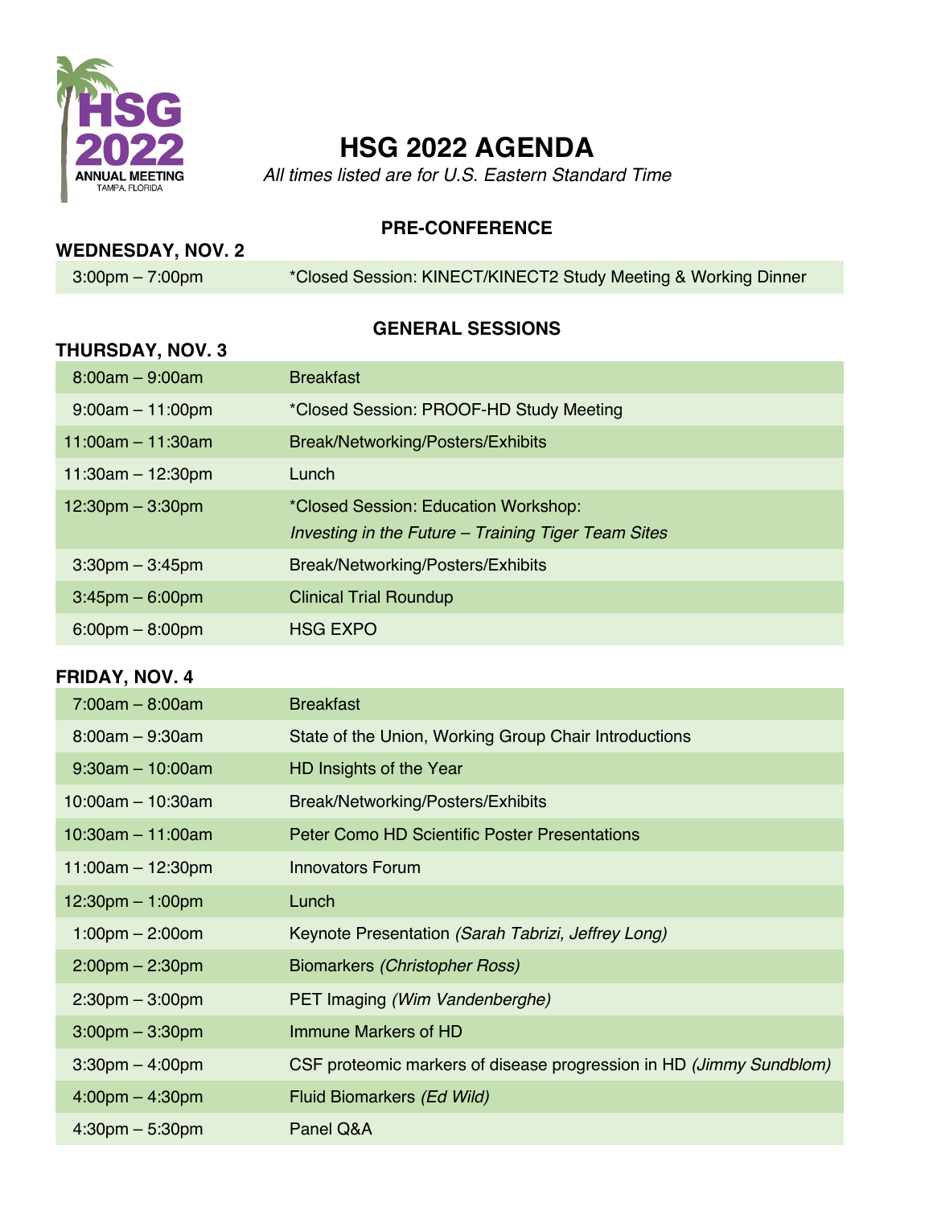HSG 2022 ANNUAL MEETING TAMPA, FLORIDA

# HSG 2022 AGENDA

*All times listed are for U.S. Eastern Standard Time*

## PRE-CONFERENCE

### WEDNESDAY, NOV. 2

| | |
|---|---|
| 3:00pm – 7:00pm | *Closed Session: KINECT/KINECT2 Study Meeting & Working Dinner |

## GENERAL SESSIONS

### THURSDAY, NOV. 3

| | |
|---|---|
| 8:00am – 9:00am | Breakfast |
| 9:00am – 11:00pm | *Closed Session: PROOF-HD Study Meeting |
| 11:00am – 11:30am | Break/Networking/Posters/Exhibits |
| 11:30am – 12:30pm | Lunch |
| 12:30pm – 3:30pm | *Closed Session: Education Workshop: *Investing in the Future – Training Tiger Team Sites* |
| 3:30pm – 3:45pm | Break/Networking/Posters/Exhibits |
| 3:45pm – 6:00pm | Clinical Trial Roundup |
| 6:00pm – 8:00pm | HSG EXPO |

### FRIDAY, NOV. 4

| | |
|---|---|
| 7:00am – 8:00am | Breakfast |
| 8:00am – 9:30am | State of the Union, Working Group Chair Introductions |
| 9:30am – 10:00am | HD Insights of the Year |
| 10:00am – 10:30am | Break/Networking/Posters/Exhibits |
| 10:30am – 11:00am | Peter Como HD Scientific Poster Presentations |
| 11:00am – 12:30pm | Innovators Forum |
| 12:30pm – 1:00pm | Lunch |
| 1:00pm – 2:00om | Keynote Presentation *(Sarah Tabrizi, Jeffrey Long)* |
| 2:00pm – 2:30pm | Biomarkers *(Christopher Ross)* |
| 2:30pm – 3:00pm | PET Imaging *(Wim Vandenberghe)* |
| 3:00pm – 3:30pm | Immune Markers of HD |
| 3:30pm – 4:00pm | CSF proteomic markers of disease progression in HD *(Jimmy Sundblom)* |
| 4:00pm – 4:30pm | Fluid Biomarkers *(Ed Wild)* |
| 4:30pm – 5:30pm | Panel Q&A |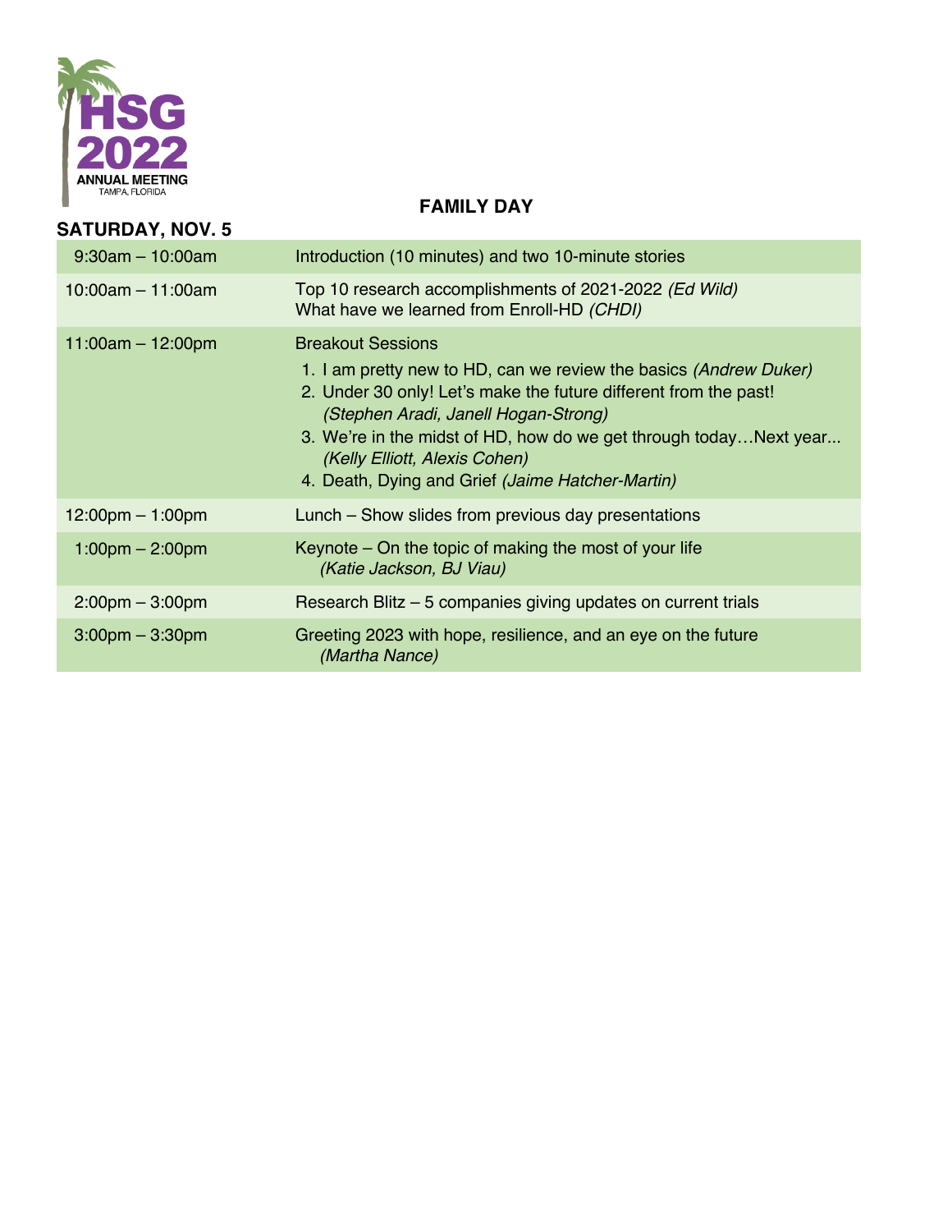HSG 2022 ANNUAL MEETING
TAMPA, FLORIDA

## FAMILY DAY

### SATURDAY, NOV. 5

| | |
|---|---|
| 9:30am – 10:00am | Introduction (10 minutes) and two 10-minute stories |
| 10:00am – 11:00am | Top 10 research accomplishments of 2021-2022 *(Ed Wild)*<br>What have we learned from Enroll-HD *(CHDI)* |
| 11:00am – 12:00pm | Breakout Sessions<br>1. I am pretty new to HD, can we review the basics *(Andrew Duker)*<br>2. Under 30 only! Let's make the future different from the past! *(Stephen Aradi, Janell Hogan-Strong)*<br>3. We're in the midst of HD, how do we get through today…Next year... *(Kelly Elliott, Alexis Cohen)*<br>4. Death, Dying and Grief *(Jaime Hatcher-Martin)* |
| 12:00pm – 1:00pm | Lunch – Show slides from previous day presentations |
| 1:00pm – 2:00pm | Keynote – On the topic of making the most of your life *(Katie Jackson, BJ Viau)* |
| 2:00pm – 3:00pm | Research Blitz – 5 companies giving updates on current trials |
| 3:00pm – 3:30pm | Greeting 2023 with hope, resilience, and an eye on the future *(Martha Nance)* |